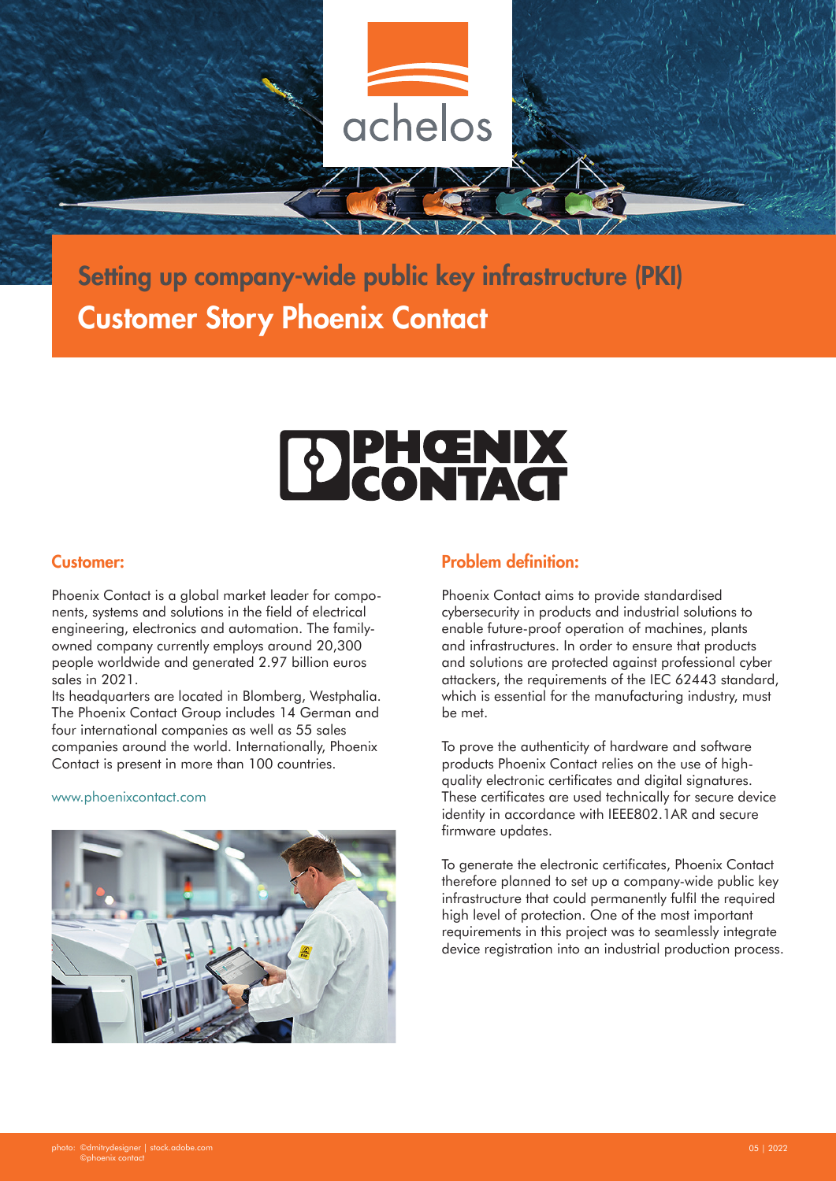# Setting up company-wide public key infrastructure (PKI)
# Customer Story Phoenix Contact

## Customer:

Phoenix Contact is a global market leader for components, systems and solutions in the field of electrical engineering, electronics and automation. The family-owned company currently employs around 20,300 people worldwide and generated 2.97 billion euros sales in 2021.

Its headquarters are located in Blomberg, Westphalia. The Phoenix Contact Group includes 14 German and four international companies as well as 55 sales companies around the world. Internationally, Phoenix Contact is present in more than 100 countries.

www.phoenixcontact.com

## Problem definition:

Phoenix Contact aims to provide standardised cybersecurity in products and industrial solutions to enable future-proof operation of machines, plants and infrastructures. In order to ensure that products and solutions are protected against professional cyber attackers, the requirements of the IEC 62443 standard, which is essential for the manufacturing industry, must be met.

To prove the authenticity of hardware and software products Phoenix Contact relies on the use of high-quality electronic certificates and digital signatures. These certificates are used technically for secure device identity in accordance with IEEE802.1AR and secure firmware updates.

To generate the electronic certificates, Phoenix Contact therefore planned to set up a company-wide public key infrastructure that could permanently fulfil the required high level of protection. One of the most important requirements in this project was to seamlessly integrate device registration into an industrial production process.

photo: ©dmitrydesigner | stock.adobe.com
©phoenix contact

05 | 2022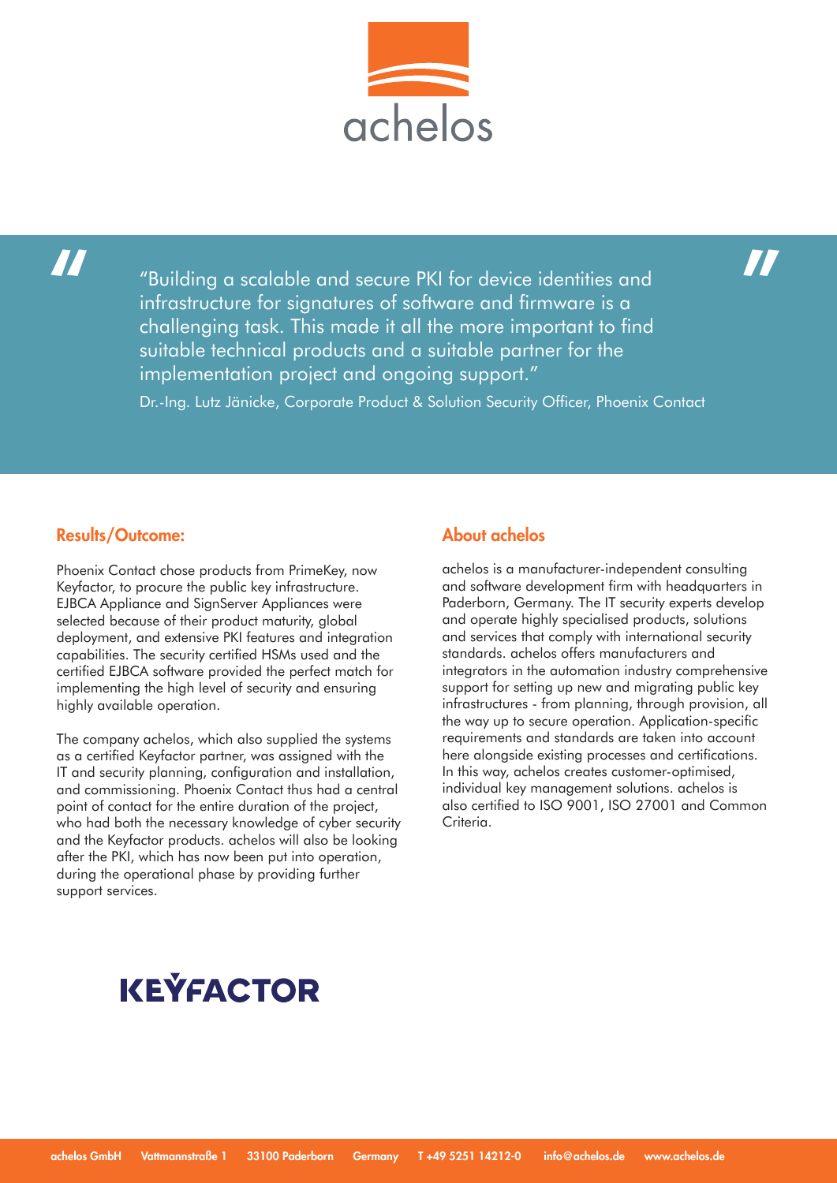achelos

> "Building a scalable and secure PKI for device identities and infrastructure for signatures of software and firmware is a challenging task. This made it all the more important to find suitable technical products and a suitable partner for the implementation project and ongoing support."
>
> Dr.-Ing. Lutz Jänicke, Corporate Product & Solution Security Officer, Phoenix Contact

## Results/Outcome:

Phoenix Contact chose products from PrimeKey, now Keyfactor, to procure the public key infrastructure. EJBCA Appliance and SignServer Appliances were selected because of their product maturity, global deployment, and extensive PKI features and integration capabilities. The security certified HSMs used and the certified EJBCA software provided the perfect match for implementing the high level of security and ensuring highly available operation.

The company achelos, which also supplied the systems as a certified Keyfactor partner, was assigned with the IT and security planning, configuration and installation, and commissioning. Phoenix Contact thus had a central point of contact for the entire duration of the project, who had both the necessary knowledge of cyber security and the Keyfactor products. achelos will also be looking after the PKI, which has now been put into operation, during the operational phase by providing further support services.

## About achelos

achelos is a manufacturer-independent consulting and software development firm with headquarters in Paderborn, Germany. The IT security experts develop and operate highly specialised products, solutions and services that comply with international security standards. achelos offers manufacturers and integrators in the automation industry comprehensive support for setting up new and migrating public key infrastructures - from planning, through provision, all the way up to secure operation. Application-specific requirements and standards are taken into account here alongside existing processes and certifications. In this way, achelos creates customer-optimised, individual key management solutions. achelos is also certified to ISO 9001, ISO 27001 and Common Criteria.

KEYFACTOR

achelos GmbH Vattmannstraße 1 33100 Paderborn Germany T +49 5251 14212-0 info@achelos.de www.achelos.de